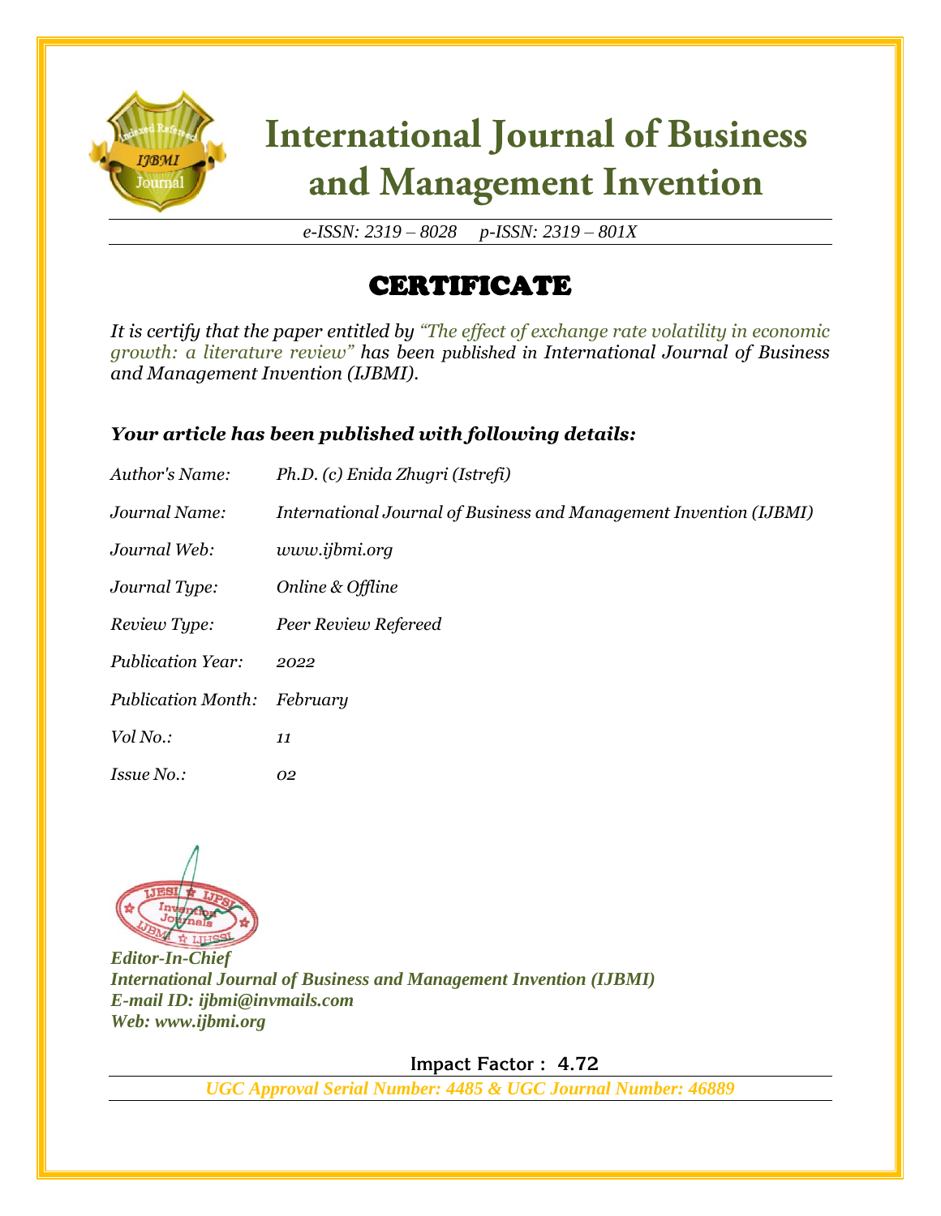# International Journal of Business and Management Invention

*e-ISSN: 2319 – 8028 p-ISSN: 2319 – 801X*

## CERTIFICATE

*It is certify that the paper entitled by "The effect of exchange rate volatility in economic growth: a literature review" has been published in International Journal of Business and Management Invention (IJBMI).*

***Your article has been published with following details:***

| | |
|---|---|
| *Author's Name:* | *Ph.D. (c) Enida Zhugri (Istrefi)* |
| *Journal Name:* | *International Journal of Business and Management Invention (IJBMI)* |
| *Journal Web:* | *www.ijbmi.org* |
| *Journal Type:* | *Online & Offline* |
| *Review Type:* | *Peer Review Refereed* |
| *Publication Year:* | *2022* |
| *Publication Month:* | *February* |
| *Vol No.:* | *11* |
| *Issue No.:* | *02* |

***Editor-In-Chief***
***International Journal of Business and Management Invention (IJBMI)***
***E-mail ID: ijbmi@invmails.com***
***Web: www.ijbmi.org***

**Impact Factor : 4.72**

***UGC Approval Serial Number: 4485 & UGC Journal Number: 46889***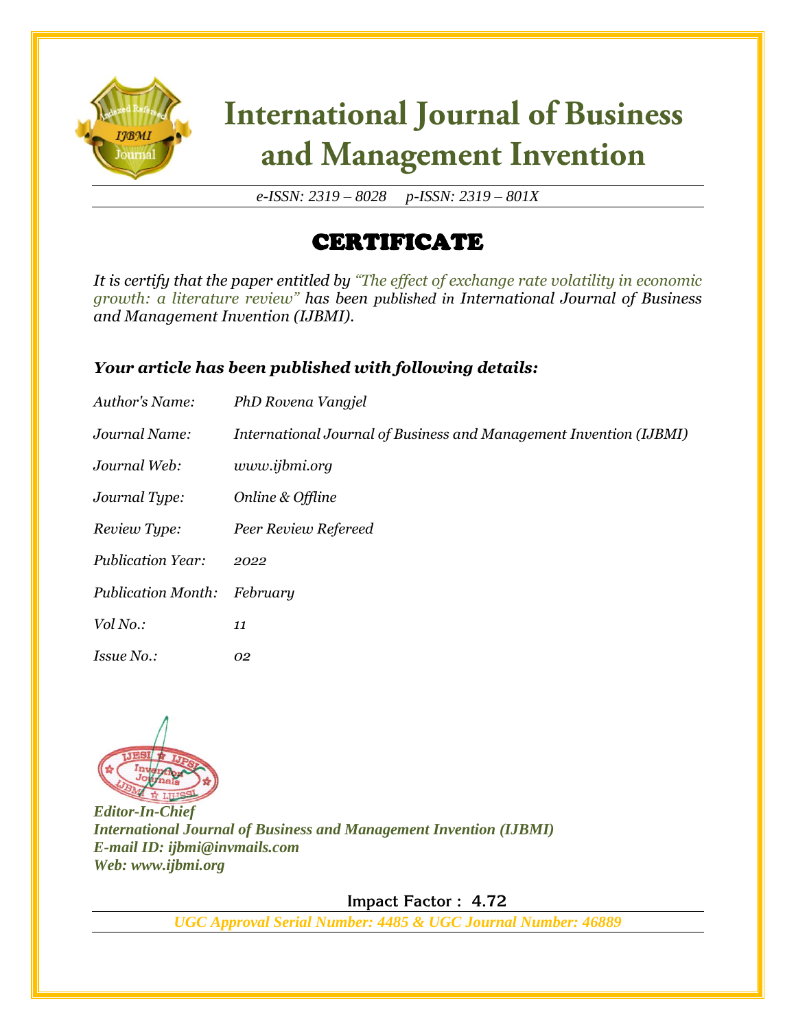# International Journal of Business and Management Invention

*e-ISSN: 2319 – 8028 p-ISSN: 2319 – 801X*

## CERTIFICATE

*It is certify that the paper entitled by "The effect of exchange rate volatility in economic growth: a literature review" has been published in International Journal of Business and Management Invention (IJBMI).*

***Your article has been published with following details:***

| | |
|---|---|
| *Author's Name:* | *PhD Rovena Vangjel* |
| *Journal Name:* | *International Journal of Business and Management Invention (IJBMI)* |
| *Journal Web:* | *www.ijbmi.org* |
| *Journal Type:* | *Online & Offline* |
| *Review Type:* | *Peer Review Refereed* |
| *Publication Year:* | *2022* |
| *Publication Month:* | *February* |
| *Vol No.:* | *11* |
| *Issue No.:* | *02* |

***Editor-In-Chief***
***International Journal of Business and Management Invention (IJBMI)***
***E-mail ID: ijbmi@invmails.com***
***Web: www.ijbmi.org***

**Impact Factor : 4.72**

***UGC Approval Serial Number: 4485 & UGC Journal Number: 46889***